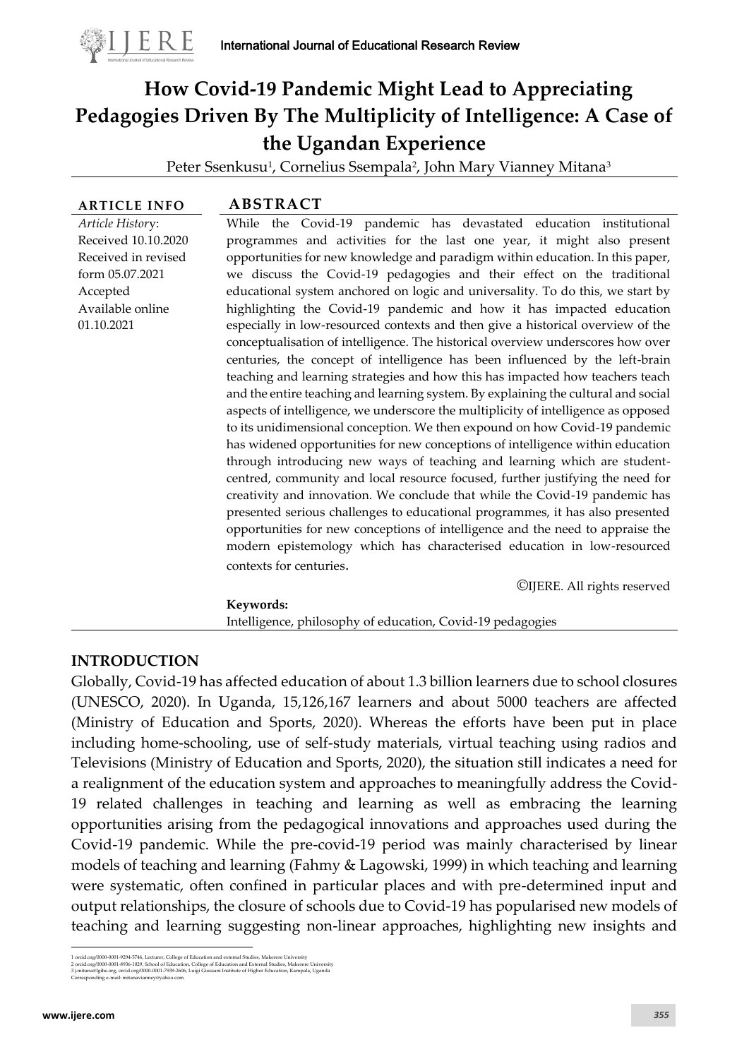# How Covid-19 Pandemic Might Lead to Appreciating Pedagogies Driven By The Multiplicity of Intelligence: A Case of the Ugandan Experience

Peter Ssenkusu[1], Cornelius Ssempala[2], John Mary Vianney Mitana[3]

| ARTICLE INFO | ABSTRACT |
|---|---|
| *Article History*: Received 10.10.2020 Received in revised form 05.07.2021 Accepted Available online 01.10.2021 | While the Covid-19 pandemic has devastated education institutional programmes and activities for the last one year, it might also present opportunities for new knowledge and paradigm within education. In this paper, we discuss the Covid-19 pedagogies and their effect on the traditional educational system anchored on logic and universality. To do this, we start by highlighting the Covid-19 pandemic and how it has impacted education especially in low-resourced contexts and then give a historical overview of the conceptualisation of intelligence. The historical overview underscores how over centuries, the concept of intelligence has been influenced by the left-brain teaching and learning strategies and how this has impacted how teachers teach and the entire teaching and learning system. By explaining the cultural and social aspects of intelligence, we underscore the multiplicity of intelligence as opposed to its unidimensional conception. We then expound on how Covid-19 pandemic has widened opportunities for new conceptions of intelligence within education through introducing new ways of teaching and learning which are student-centred, community and local resource focused, further justifying the need for creativity and innovation. We conclude that while the Covid-19 pandemic has presented serious challenges to educational programmes, it has also presented opportunities for new conceptions of intelligence and the need to appraise the modern epistemology which has characterised education in low-resourced contexts for centuries. |

©IJERE. All rights reserved

**Keywords:**
Intelligence, philosophy of education, Covid-19 pedagogies

## INTRODUCTION

Globally, Covid-19 has affected education of about 1.3 billion learners due to school closures (UNESCO, 2020). In Uganda, 15,126,167 learners and about 5000 teachers are affected (Ministry of Education and Sports, 2020). Whereas the efforts have been put in place including home-schooling, use of self-study materials, virtual teaching using radios and Televisions (Ministry of Education and Sports, 2020), the situation still indicates a need for a realignment of the education system and approaches to meaningfully address the Covid-19 related challenges in teaching and learning as well as embracing the learning opportunities arising from the pedagogical innovations and approaches used during the Covid-19 pandemic. While the pre-covid-19 period was mainly characterised by linear models of teaching and learning (Fahmy & Lagowski, 1999) in which teaching and learning were systematic, often confined in particular places and with pre-determined input and output relationships, the closure of schools due to Covid-19 has popularised new models of teaching and learning suggesting non-linear approaches, highlighting new insights and

---

[1] orcid.org/0000-0001-9294-5746, Lecturer, College of Education and external Studies, Makerere University
[2] orcid.org/0000-0001-8936-1029, School of Education, College of Education and External Studies, Makerere University
[3] j.mitana@lgihe.org, orcid.org/0000-0001-7939-2606, Luigi Giussani Institute of Higher Education, Kampala, Uganda
Corresponding e-mail: mitanavianney@yahoo.com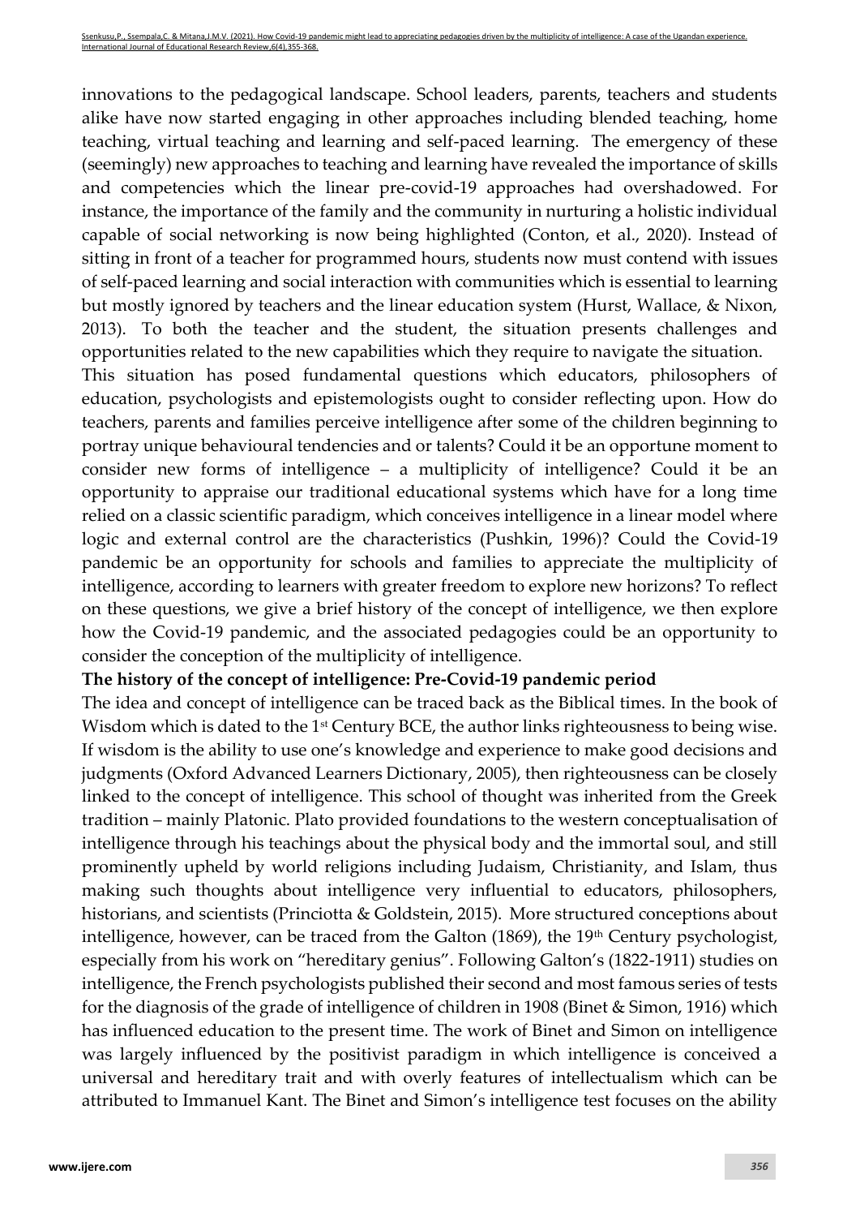innovations to the pedagogical landscape. School leaders, parents, teachers and students alike have now started engaging in other approaches including blended teaching, home teaching, virtual teaching and learning and self-paced learning. The emergency of these (seemingly) new approaches to teaching and learning have revealed the importance of skills and competencies which the linear pre-covid-19 approaches had overshadowed. For instance, the importance of the family and the community in nurturing a holistic individual capable of social networking is now being highlighted (Conton, et al., 2020). Instead of sitting in front of a teacher for programmed hours, students now must contend with issues of self-paced learning and social interaction with communities which is essential to learning but mostly ignored by teachers and the linear education system (Hurst, Wallace, & Nixon, 2013). To both the teacher and the student, the situation presents challenges and opportunities related to the new capabilities which they require to navigate the situation.

This situation has posed fundamental questions which educators, philosophers of education, psychologists and epistemologists ought to consider reflecting upon. How do teachers, parents and families perceive intelligence after some of the children beginning to portray unique behavioural tendencies and or talents? Could it be an opportune moment to consider new forms of intelligence – a multiplicity of intelligence? Could it be an opportunity to appraise our traditional educational systems which have for a long time relied on a classic scientific paradigm, which conceives intelligence in a linear model where logic and external control are the characteristics (Pushkin, 1996)? Could the Covid-19 pandemic be an opportunity for schools and families to appreciate the multiplicity of intelligence, according to learners with greater freedom to explore new horizons? To reflect on these questions, we give a brief history of the concept of intelligence, we then explore how the Covid-19 pandemic, and the associated pedagogies could be an opportunity to consider the conception of the multiplicity of intelligence.

**The history of the concept of intelligence: Pre-Covid-19 pandemic period**

The idea and concept of intelligence can be traced back as the Biblical times. In the book of Wisdom which is dated to the 1st Century BCE, the author links righteousness to being wise. If wisdom is the ability to use one's knowledge and experience to make good decisions and judgments (Oxford Advanced Learners Dictionary, 2005), then righteousness can be closely linked to the concept of intelligence. This school of thought was inherited from the Greek tradition – mainly Platonic. Plato provided foundations to the western conceptualisation of intelligence through his teachings about the physical body and the immortal soul, and still prominently upheld by world religions including Judaism, Christianity, and Islam, thus making such thoughts about intelligence very influential to educators, philosophers, historians, and scientists (Princiotta & Goldstein, 2015). More structured conceptions about intelligence, however, can be traced from the Galton (1869), the 19th Century psychologist, especially from his work on "hereditary genius". Following Galton's (1822-1911) studies on intelligence, the French psychologists published their second and most famous series of tests for the diagnosis of the grade of intelligence of children in 1908 (Binet & Simon, 1916) which has influenced education to the present time. The work of Binet and Simon on intelligence was largely influenced by the positivist paradigm in which intelligence is conceived a universal and hereditary trait and with overly features of intellectualism which can be attributed to Immanuel Kant. The Binet and Simon's intelligence test focuses on the ability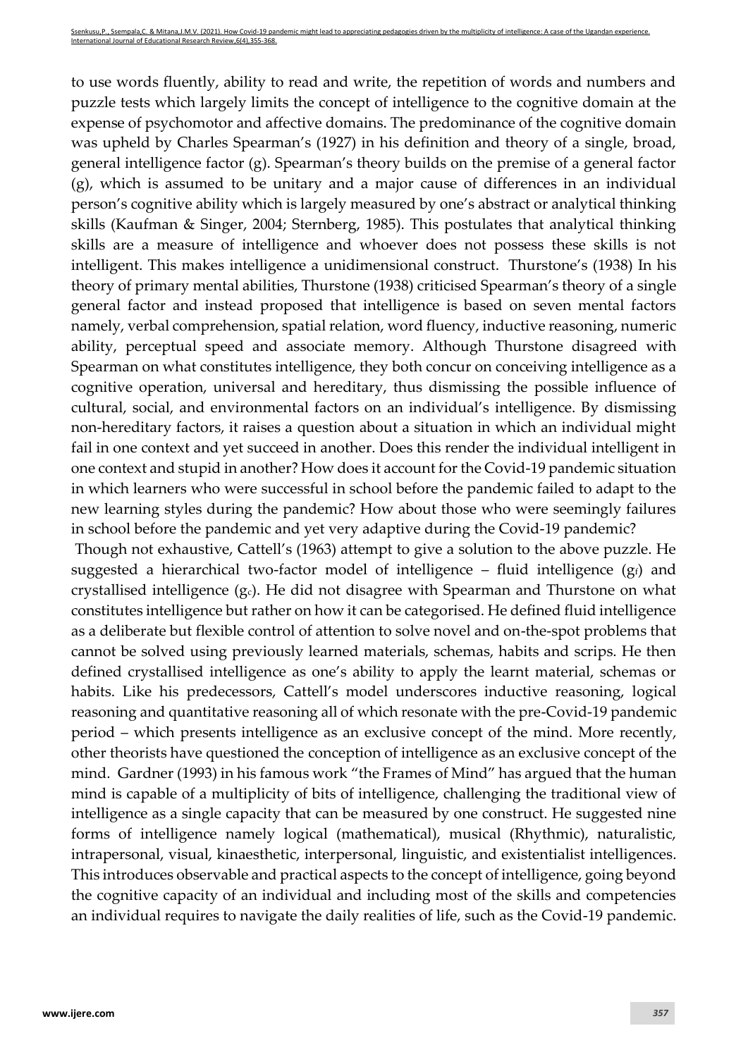to use words fluently, ability to read and write, the repetition of words and numbers and puzzle tests which largely limits the concept of intelligence to the cognitive domain at the expense of psychomotor and affective domains. The predominance of the cognitive domain was upheld by Charles Spearman's (1927) in his definition and theory of a single, broad, general intelligence factor (g). Spearman's theory builds on the premise of a general factor (g), which is assumed to be unitary and a major cause of differences in an individual person's cognitive ability which is largely measured by one's abstract or analytical thinking skills (Kaufman & Singer, 2004; Sternberg, 1985). This postulates that analytical thinking skills are a measure of intelligence and whoever does not possess these skills is not intelligent. This makes intelligence a unidimensional construct. Thurstone's (1938) In his theory of primary mental abilities, Thurstone (1938) criticised Spearman's theory of a single general factor and instead proposed that intelligence is based on seven mental factors namely, verbal comprehension, spatial relation, word fluency, inductive reasoning, numeric ability, perceptual speed and associate memory. Although Thurstone disagreed with Spearman on what constitutes intelligence, they both concur on conceiving intelligence as a cognitive operation, universal and hereditary, thus dismissing the possible influence of cultural, social, and environmental factors on an individual's intelligence. By dismissing non-hereditary factors, it raises a question about a situation in which an individual might fail in one context and yet succeed in another. Does this render the individual intelligent in one context and stupid in another? How does it account for the Covid-19 pandemic situation in which learners who were successful in school before the pandemic failed to adapt to the new learning styles during the pandemic? How about those who were seemingly failures in school before the pandemic and yet very adaptive during the Covid-19 pandemic?

Though not exhaustive, Cattell's (1963) attempt to give a solution to the above puzzle. He suggested a hierarchical two-factor model of intelligence – fluid intelligence ($g_f$) and crystallised intelligence ($g_c$). He did not disagree with Spearman and Thurstone on what constitutes intelligence but rather on how it can be categorised. He defined fluid intelligence as a deliberate but flexible control of attention to solve novel and on-the-spot problems that cannot be solved using previously learned materials, schemas, habits and scrips. He then defined crystallised intelligence as one's ability to apply the learnt material, schemas or habits. Like his predecessors, Cattell's model underscores inductive reasoning, logical reasoning and quantitative reasoning all of which resonate with the pre-Covid-19 pandemic period – which presents intelligence as an exclusive concept of the mind. More recently, other theorists have questioned the conception of intelligence as an exclusive concept of the mind. Gardner (1993) in his famous work "the Frames of Mind" has argued that the human mind is capable of a multiplicity of bits of intelligence, challenging the traditional view of intelligence as a single capacity that can be measured by one construct. He suggested nine forms of intelligence namely logical (mathematical), musical (Rhythmic), naturalistic, intrapersonal, visual, kinaesthetic, interpersonal, linguistic, and existentialist intelligences. This introduces observable and practical aspects to the concept of intelligence, going beyond the cognitive capacity of an individual and including most of the skills and competencies an individual requires to navigate the daily realities of life, such as the Covid-19 pandemic.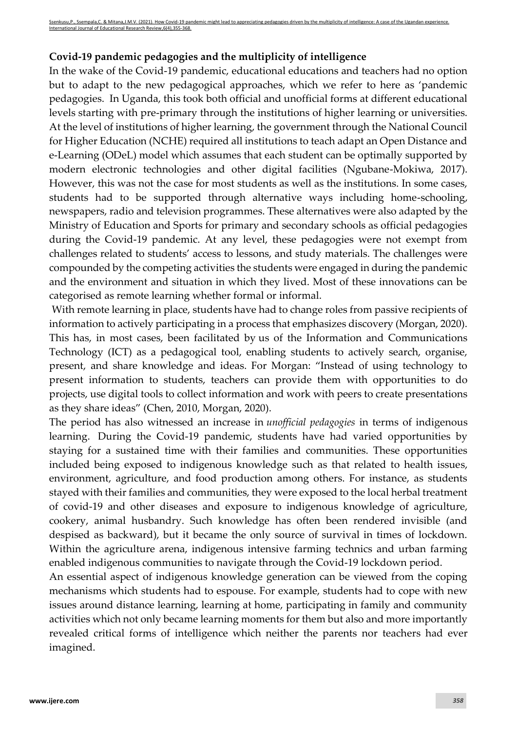## Covid-19 pandemic pedagogies and the multiplicity of intelligence

In the wake of the Covid-19 pandemic, educational educations and teachers had no option but to adapt to the new pedagogical approaches, which we refer to here as 'pandemic pedagogies. In Uganda, this took both official and unofficial forms at different educational levels starting with pre-primary through the institutions of higher learning or universities. At the level of institutions of higher learning, the government through the National Council for Higher Education (NCHE) required all institutions to teach adapt an Open Distance and e-Learning (ODeL) model which assumes that each student can be optimally supported by modern electronic technologies and other digital facilities (Ngubane-Mokiwa, 2017). However, this was not the case for most students as well as the institutions. In some cases, students had to be supported through alternative ways including home-schooling, newspapers, radio and television programmes. These alternatives were also adapted by the Ministry of Education and Sports for primary and secondary schools as official pedagogies during the Covid-19 pandemic. At any level, these pedagogies were not exempt from challenges related to students' access to lessons, and study materials. The challenges were compounded by the competing activities the students were engaged in during the pandemic and the environment and situation in which they lived. Most of these innovations can be categorised as remote learning whether formal or informal.

With remote learning in place, students have had to change roles from passive recipients of information to actively participating in a process that emphasizes discovery (Morgan, 2020). This has, in most cases, been facilitated by us of the Information and Communications Technology (ICT) as a pedagogical tool, enabling students to actively search, organise, present, and share knowledge and ideas. For Morgan: "Instead of using technology to present information to students, teachers can provide them with opportunities to do projects, use digital tools to collect information and work with peers to create presentations as they share ideas" (Chen, 2010, Morgan, 2020).

The period has also witnessed an increase in *unofficial pedagogies* in terms of indigenous learning. During the Covid-19 pandemic, students have had varied opportunities by staying for a sustained time with their families and communities. These opportunities included being exposed to indigenous knowledge such as that related to health issues, environment, agriculture, and food production among others. For instance, as students stayed with their families and communities, they were exposed to the local herbal treatment of covid-19 and other diseases and exposure to indigenous knowledge of agriculture, cookery, animal husbandry. Such knowledge has often been rendered invisible (and despised as backward), but it became the only source of survival in times of lockdown. Within the agriculture arena, indigenous intensive farming technics and urban farming enabled indigenous communities to navigate through the Covid-19 lockdown period.

An essential aspect of indigenous knowledge generation can be viewed from the coping mechanisms which students had to espouse. For example, students had to cope with new issues around distance learning, learning at home, participating in family and community activities which not only became learning moments for them but also and more importantly revealed critical forms of intelligence which neither the parents nor teachers had ever imagined.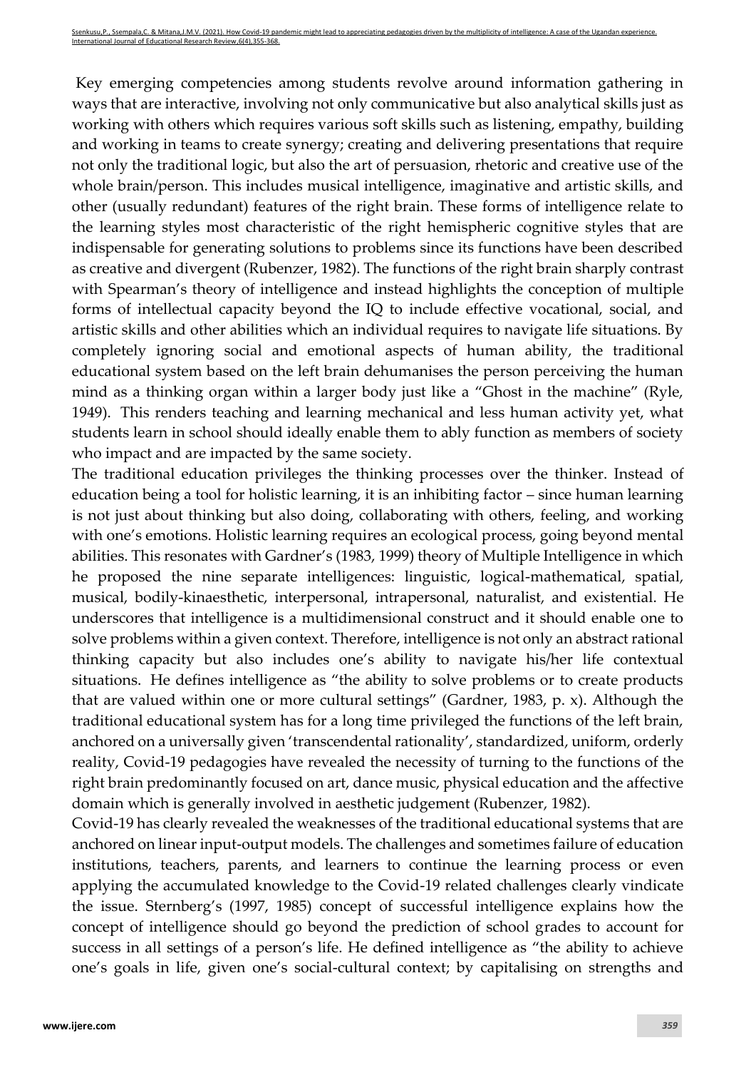Key emerging competencies among students revolve around information gathering in ways that are interactive, involving not only communicative but also analytical skills just as working with others which requires various soft skills such as listening, empathy, building and working in teams to create synergy; creating and delivering presentations that require not only the traditional logic, but also the art of persuasion, rhetoric and creative use of the whole brain/person. This includes musical intelligence, imaginative and artistic skills, and other (usually redundant) features of the right brain. These forms of intelligence relate to the learning styles most characteristic of the right hemispheric cognitive styles that are indispensable for generating solutions to problems since its functions have been described as creative and divergent (Rubenzer, 1982). The functions of the right brain sharply contrast with Spearman's theory of intelligence and instead highlights the conception of multiple forms of intellectual capacity beyond the IQ to include effective vocational, social, and artistic skills and other abilities which an individual requires to navigate life situations. By completely ignoring social and emotional aspects of human ability, the traditional educational system based on the left brain dehumanises the person perceiving the human mind as a thinking organ within a larger body just like a "Ghost in the machine" (Ryle, 1949). This renders teaching and learning mechanical and less human activity yet, what students learn in school should ideally enable them to ably function as members of society who impact and are impacted by the same society.

The traditional education privileges the thinking processes over the thinker. Instead of education being a tool for holistic learning, it is an inhibiting factor – since human learning is not just about thinking but also doing, collaborating with others, feeling, and working with one's emotions. Holistic learning requires an ecological process, going beyond mental abilities. This resonates with Gardner's (1983, 1999) theory of Multiple Intelligence in which he proposed the nine separate intelligences: linguistic, logical-mathematical, spatial, musical, bodily-kinaesthetic, interpersonal, intrapersonal, naturalist, and existential. He underscores that intelligence is a multidimensional construct and it should enable one to solve problems within a given context. Therefore, intelligence is not only an abstract rational thinking capacity but also includes one's ability to navigate his/her life contextual situations. He defines intelligence as "the ability to solve problems or to create products that are valued within one or more cultural settings" (Gardner, 1983, p. x). Although the traditional educational system has for a long time privileged the functions of the left brain, anchored on a universally given 'transcendental rationality', standardized, uniform, orderly reality, Covid-19 pedagogies have revealed the necessity of turning to the functions of the right brain predominantly focused on art, dance music, physical education and the affective domain which is generally involved in aesthetic judgement (Rubenzer, 1982).

Covid-19 has clearly revealed the weaknesses of the traditional educational systems that are anchored on linear input-output models. The challenges and sometimes failure of education institutions, teachers, parents, and learners to continue the learning process or even applying the accumulated knowledge to the Covid-19 related challenges clearly vindicate the issue. Sternberg's (1997, 1985) concept of successful intelligence explains how the concept of intelligence should go beyond the prediction of school grades to account for success in all settings of a person's life. He defined intelligence as "the ability to achieve one's goals in life, given one's social-cultural context; by capitalising on strengths and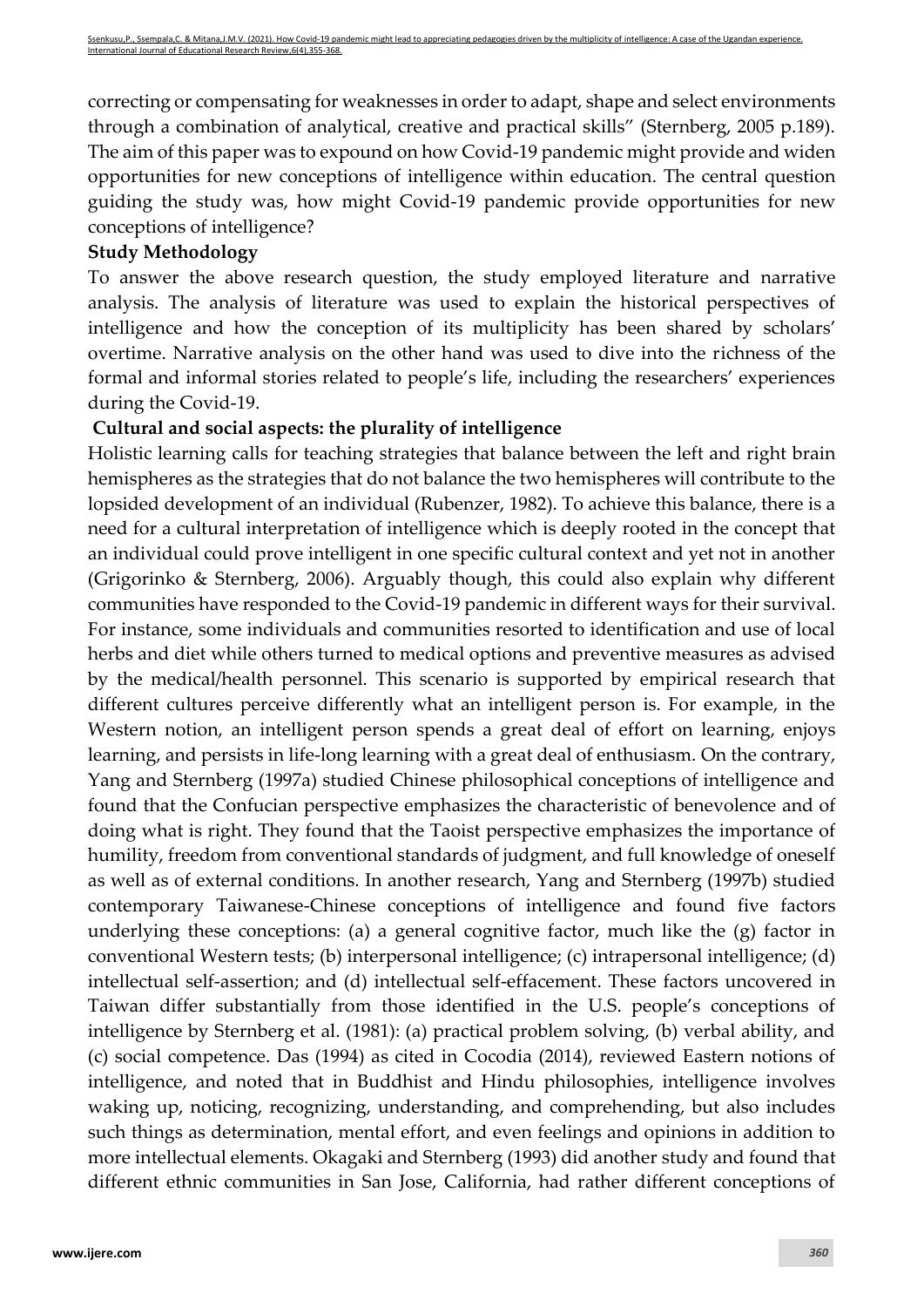correcting or compensating for weaknesses in order to adapt, shape and select environments through a combination of analytical, creative and practical skills" (Sternberg, 2005 p.189). The aim of this paper was to expound on how Covid-19 pandemic might provide and widen opportunities for new conceptions of intelligence within education. The central question guiding the study was, how might Covid-19 pandemic provide opportunities for new conceptions of intelligence?

**Study Methodology**

To answer the above research question, the study employed literature and narrative analysis. The analysis of literature was used to explain the historical perspectives of intelligence and how the conception of its multiplicity has been shared by scholars' overtime. Narrative analysis on the other hand was used to dive into the richness of the formal and informal stories related to people's life, including the researchers' experiences during the Covid-19.

**Cultural and social aspects: the plurality of intelligence**

Holistic learning calls for teaching strategies that balance between the left and right brain hemispheres as the strategies that do not balance the two hemispheres will contribute to the lopsided development of an individual (Rubenzer, 1982). To achieve this balance, there is a need for a cultural interpretation of intelligence which is deeply rooted in the concept that an individual could prove intelligent in one specific cultural context and yet not in another (Grigorinko & Sternberg, 2006). Arguably though, this could also explain why different communities have responded to the Covid-19 pandemic in different ways for their survival. For instance, some individuals and communities resorted to identification and use of local herbs and diet while others turned to medical options and preventive measures as advised by the medical/health personnel. This scenario is supported by empirical research that different cultures perceive differently what an intelligent person is. For example, in the Western notion, an intelligent person spends a great deal of effort on learning, enjoys learning, and persists in life-long learning with a great deal of enthusiasm. On the contrary, Yang and Sternberg (1997a) studied Chinese philosophical conceptions of intelligence and found that the Confucian perspective emphasizes the characteristic of benevolence and of doing what is right. They found that the Taoist perspective emphasizes the importance of humility, freedom from conventional standards of judgment, and full knowledge of oneself as well as of external conditions. In another research, Yang and Sternberg (1997b) studied contemporary Taiwanese-Chinese conceptions of intelligence and found five factors underlying these conceptions: (a) a general cognitive factor, much like the (g) factor in conventional Western tests; (b) interpersonal intelligence; (c) intrapersonal intelligence; (d) intellectual self-assertion; and (d) intellectual self-effacement. These factors uncovered in Taiwan differ substantially from those identified in the U.S. people's conceptions of intelligence by Sternberg et al. (1981): (a) practical problem solving, (b) verbal ability, and (c) social competence. Das (1994) as cited in Cocodia (2014), reviewed Eastern notions of intelligence, and noted that in Buddhist and Hindu philosophies, intelligence involves waking up, noticing, recognizing, understanding, and comprehending, but also includes such things as determination, mental effort, and even feelings and opinions in addition to more intellectual elements. Okagaki and Sternberg (1993) did another study and found that different ethnic communities in San Jose, California, had rather different conceptions of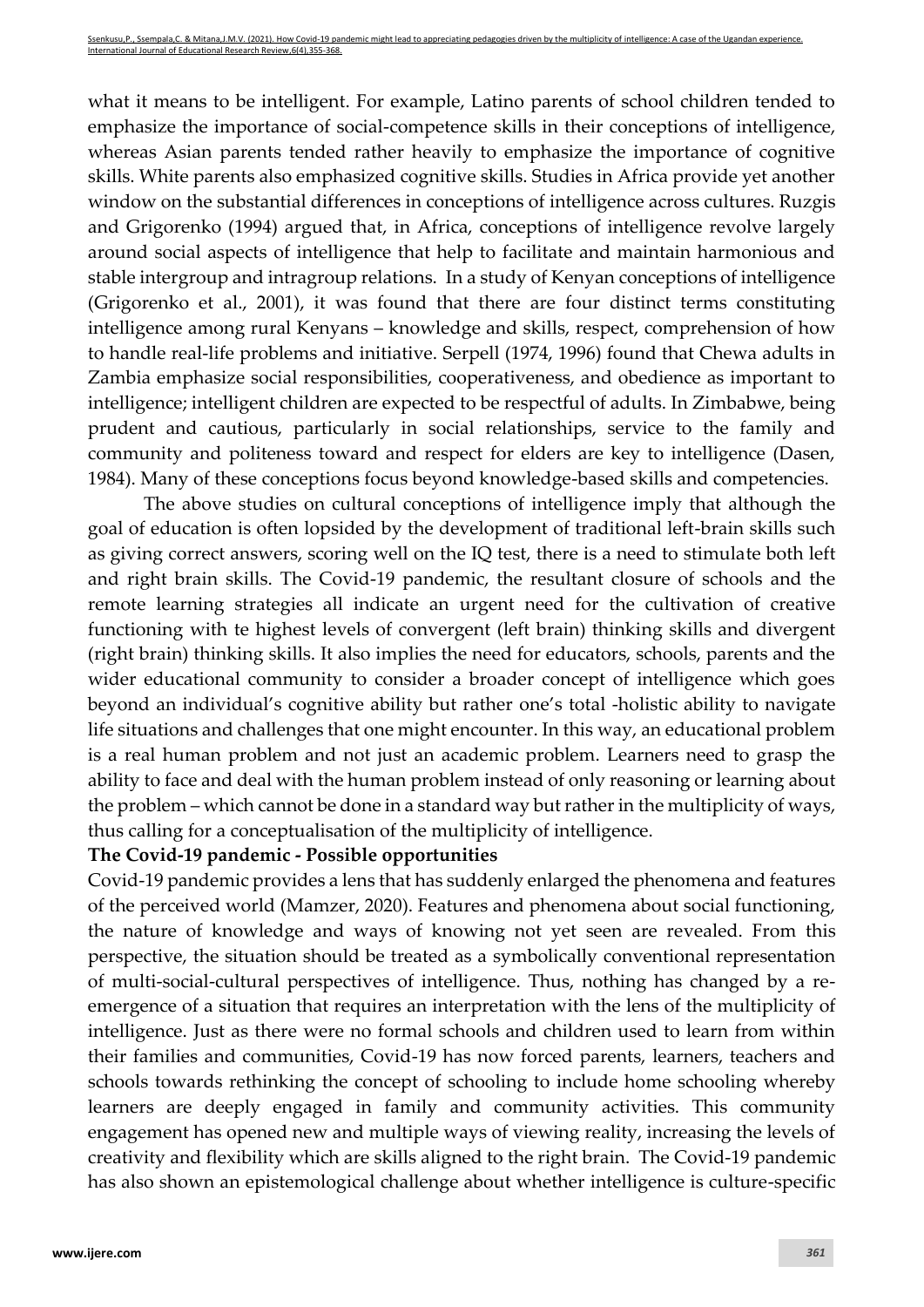what it means to be intelligent. For example, Latino parents of school children tended to emphasize the importance of social-competence skills in their conceptions of intelligence, whereas Asian parents tended rather heavily to emphasize the importance of cognitive skills. White parents also emphasized cognitive skills. Studies in Africa provide yet another window on the substantial differences in conceptions of intelligence across cultures. Ruzgis and Grigorenko (1994) argued that, in Africa, conceptions of intelligence revolve largely around social aspects of intelligence that help to facilitate and maintain harmonious and stable intergroup and intragroup relations. In a study of Kenyan conceptions of intelligence (Grigorenko et al., 2001), it was found that there are four distinct terms constituting intelligence among rural Kenyans – knowledge and skills, respect, comprehension of how to handle real-life problems and initiative. Serpell (1974, 1996) found that Chewa adults in Zambia emphasize social responsibilities, cooperativeness, and obedience as important to intelligence; intelligent children are expected to be respectful of adults. In Zimbabwe, being prudent and cautious, particularly in social relationships, service to the family and community and politeness toward and respect for elders are key to intelligence (Dasen, 1984). Many of these conceptions focus beyond knowledge-based skills and competencies.

The above studies on cultural conceptions of intelligence imply that although the goal of education is often lopsided by the development of traditional left-brain skills such as giving correct answers, scoring well on the IQ test, there is a need to stimulate both left and right brain skills. The Covid-19 pandemic, the resultant closure of schools and the remote learning strategies all indicate an urgent need for the cultivation of creative functioning with te highest levels of convergent (left brain) thinking skills and divergent (right brain) thinking skills. It also implies the need for educators, schools, parents and the wider educational community to consider a broader concept of intelligence which goes beyond an individual's cognitive ability but rather one's total -holistic ability to navigate life situations and challenges that one might encounter. In this way, an educational problem is a real human problem and not just an academic problem. Learners need to grasp the ability to face and deal with the human problem instead of only reasoning or learning about the problem – which cannot be done in a standard way but rather in the multiplicity of ways, thus calling for a conceptualisation of the multiplicity of intelligence.

**The Covid-19 pandemic - Possible opportunities**

Covid-19 pandemic provides a lens that has suddenly enlarged the phenomena and features of the perceived world (Mamzer, 2020). Features and phenomena about social functioning, the nature of knowledge and ways of knowing not yet seen are revealed. From this perspective, the situation should be treated as a symbolically conventional representation of multi-social-cultural perspectives of intelligence. Thus, nothing has changed by a re-emergence of a situation that requires an interpretation with the lens of the multiplicity of intelligence. Just as there were no formal schools and children used to learn from within their families and communities, Covid-19 has now forced parents, learners, teachers and schools towards rethinking the concept of schooling to include home schooling whereby learners are deeply engaged in family and community activities. This community engagement has opened new and multiple ways of viewing reality, increasing the levels of creativity and flexibility which are skills aligned to the right brain. The Covid-19 pandemic has also shown an epistemological challenge about whether intelligence is culture-specific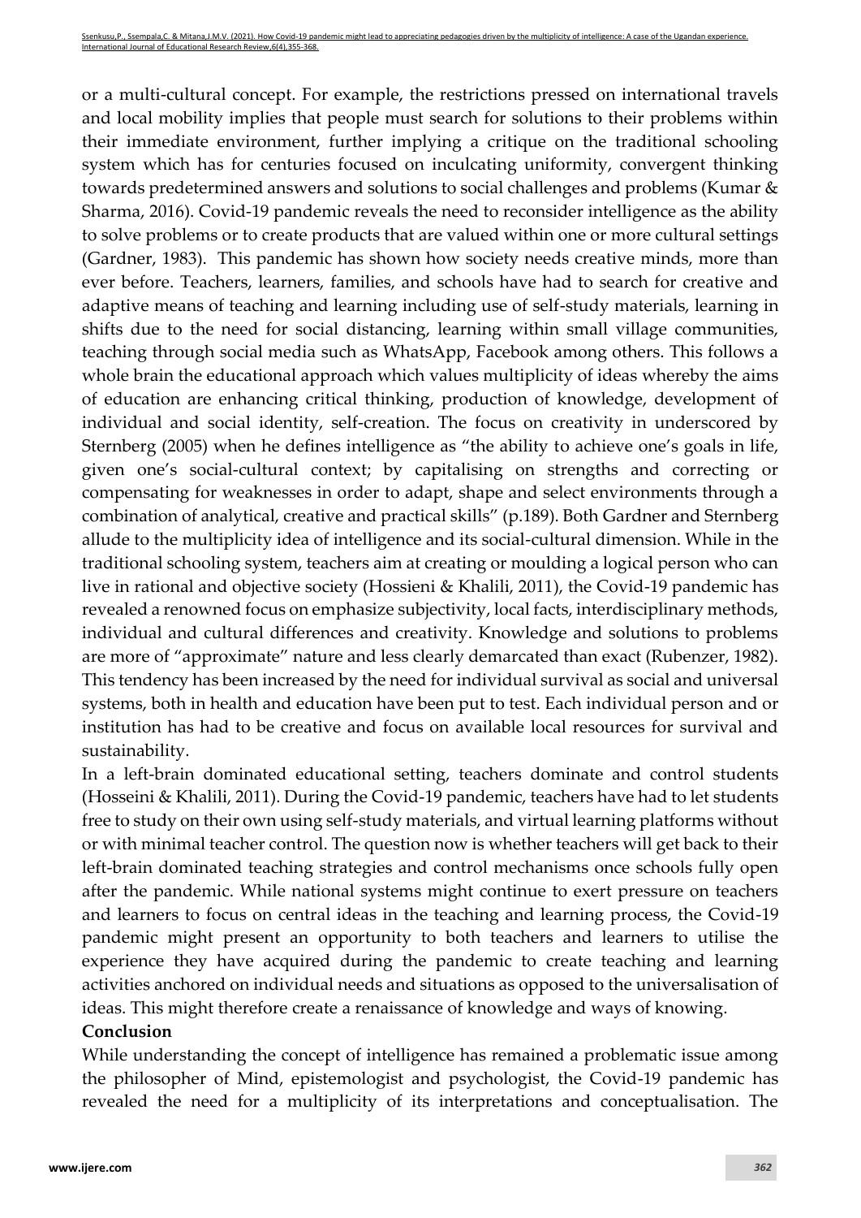or a multi-cultural concept. For example, the restrictions pressed on international travels and local mobility implies that people must search for solutions to their problems within their immediate environment, further implying a critique on the traditional schooling system which has for centuries focused on inculcating uniformity, convergent thinking towards predetermined answers and solutions to social challenges and problems (Kumar & Sharma, 2016). Covid-19 pandemic reveals the need to reconsider intelligence as the ability to solve problems or to create products that are valued within one or more cultural settings (Gardner, 1983). This pandemic has shown how society needs creative minds, more than ever before. Teachers, learners, families, and schools have had to search for creative and adaptive means of teaching and learning including use of self-study materials, learning in shifts due to the need for social distancing, learning within small village communities, teaching through social media such as WhatsApp, Facebook among others. This follows a whole brain the educational approach which values multiplicity of ideas whereby the aims of education are enhancing critical thinking, production of knowledge, development of individual and social identity, self-creation. The focus on creativity in underscored by Sternberg (2005) when he defines intelligence as "the ability to achieve one's goals in life, given one's social-cultural context; by capitalising on strengths and correcting or compensating for weaknesses in order to adapt, shape and select environments through a combination of analytical, creative and practical skills" (p.189). Both Gardner and Sternberg allude to the multiplicity idea of intelligence and its social-cultural dimension. While in the traditional schooling system, teachers aim at creating or moulding a logical person who can live in rational and objective society (Hossieni & Khalili, 2011), the Covid-19 pandemic has revealed a renowned focus on emphasize subjectivity, local facts, interdisciplinary methods, individual and cultural differences and creativity. Knowledge and solutions to problems are more of "approximate" nature and less clearly demarcated than exact (Rubenzer, 1982). This tendency has been increased by the need for individual survival as social and universal systems, both in health and education have been put to test. Each individual person and or institution has had to be creative and focus on available local resources for survival and sustainability.

In a left-brain dominated educational setting, teachers dominate and control students (Hosseini & Khalili, 2011). During the Covid-19 pandemic, teachers have had to let students free to study on their own using self-study materials, and virtual learning platforms without or with minimal teacher control. The question now is whether teachers will get back to their left-brain dominated teaching strategies and control mechanisms once schools fully open after the pandemic. While national systems might continue to exert pressure on teachers and learners to focus on central ideas in the teaching and learning process, the Covid-19 pandemic might present an opportunity to both teachers and learners to utilise the experience they have acquired during the pandemic to create teaching and learning activities anchored on individual needs and situations as opposed to the universalisation of ideas. This might therefore create a renaissance of knowledge and ways of knowing.

## Conclusion

While understanding the concept of intelligence has remained a problematic issue among the philosopher of Mind, epistemologist and psychologist, the Covid-19 pandemic has revealed the need for a multiplicity of its interpretations and conceptualisation. The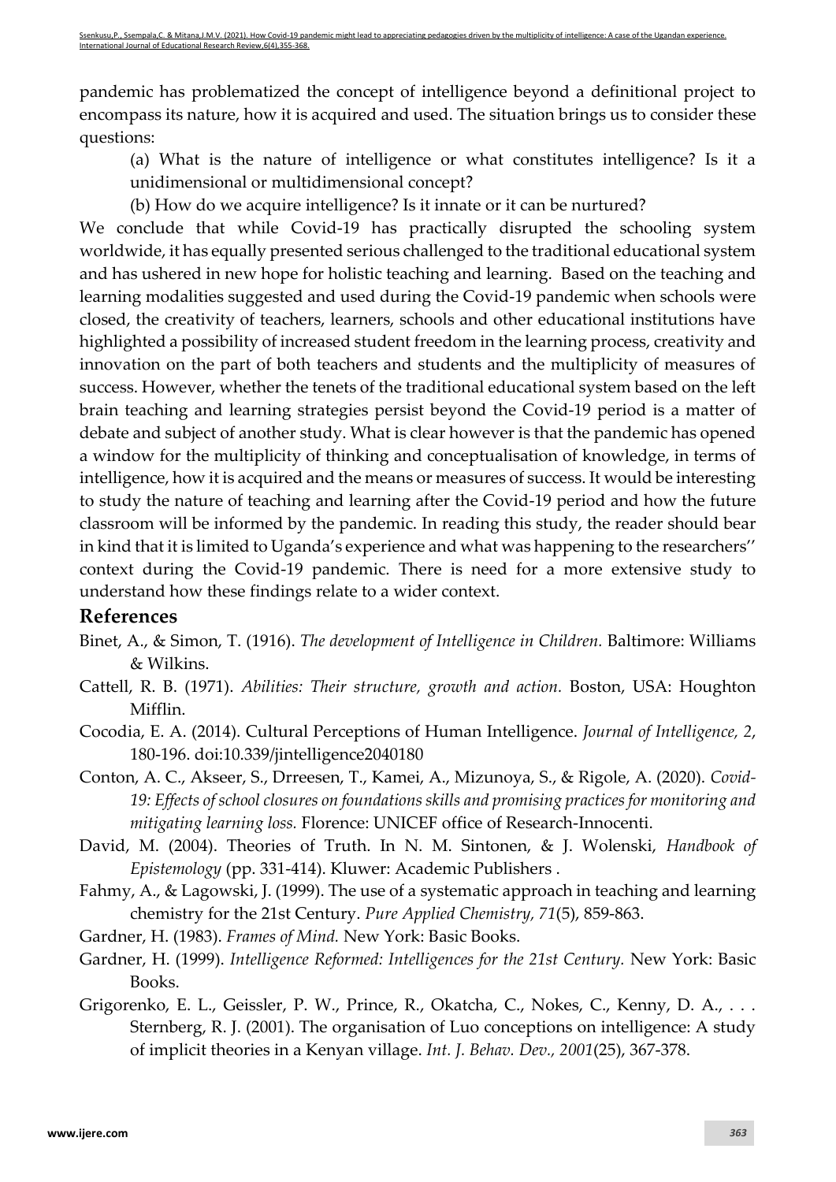pandemic has problematized the concept of intelligence beyond a definitional project to encompass its nature, how it is acquired and used. The situation brings us to consider these questions:

(a) What is the nature of intelligence or what constitutes intelligence? Is it a unidimensional or multidimensional concept?

(b) How do we acquire intelligence? Is it innate or it can be nurtured?

We conclude that while Covid-19 has practically disrupted the schooling system worldwide, it has equally presented serious challenged to the traditional educational system and has ushered in new hope for holistic teaching and learning. Based on the teaching and learning modalities suggested and used during the Covid-19 pandemic when schools were closed, the creativity of teachers, learners, schools and other educational institutions have highlighted a possibility of increased student freedom in the learning process, creativity and innovation on the part of both teachers and students and the multiplicity of measures of success. However, whether the tenets of the traditional educational system based on the left brain teaching and learning strategies persist beyond the Covid-19 period is a matter of debate and subject of another study. What is clear however is that the pandemic has opened a window for the multiplicity of thinking and conceptualisation of knowledge, in terms of intelligence, how it is acquired and the means or measures of success. It would be interesting to study the nature of teaching and learning after the Covid-19 period and how the future classroom will be informed by the pandemic. In reading this study, the reader should bear in kind that it is limited to Uganda's experience and what was happening to the researchers'' context during the Covid-19 pandemic. There is need for a more extensive study to understand how these findings relate to a wider context.

## References

Binet, A., & Simon, T. (1916). *The development of Intelligence in Children.* Baltimore: Williams & Wilkins.

Cattell, R. B. (1971). *Abilities: Their structure, growth and action.* Boston, USA: Houghton Mifflin.

Cocodia, E. A. (2014). Cultural Perceptions of Human Intelligence. *Journal of Intelligence, 2*, 180-196. doi:10.339/jintelligence2040180

Conton, A. C., Akseer, S., Drreesen, T., Kamei, A., Mizunoya, S., & Rigole, A. (2020). *Covid-19: Effects of school closures on foundations skills and promising practices for monitoring and mitigating learning loss.* Florence: UNICEF office of Research-Innocenti.

David, M. (2004). Theories of Truth. In N. M. Sintonen, & J. Wolenski, *Handbook of Epistemology* (pp. 331-414). Kluwer: Academic Publishers .

Fahmy, A., & Lagowski, J. (1999). The use of a systematic approach in teaching and learning chemistry for the 21st Century. *Pure Applied Chemistry, 71*(5), 859-863.

Gardner, H. (1983). *Frames of Mind.* New York: Basic Books.

Gardner, H. (1999). *Intelligence Reformed: Intelligences for the 21st Century.* New York: Basic Books.

Grigorenko, E. L., Geissler, P. W., Prince, R., Okatcha, C., Nokes, C., Kenny, D. A., . . . Sternberg, R. J. (2001). The organisation of Luo conceptions on intelligence: A study of implicit theories in a Kenyan village. *Int. J. Behav. Dev., 2001*(25), 367-378.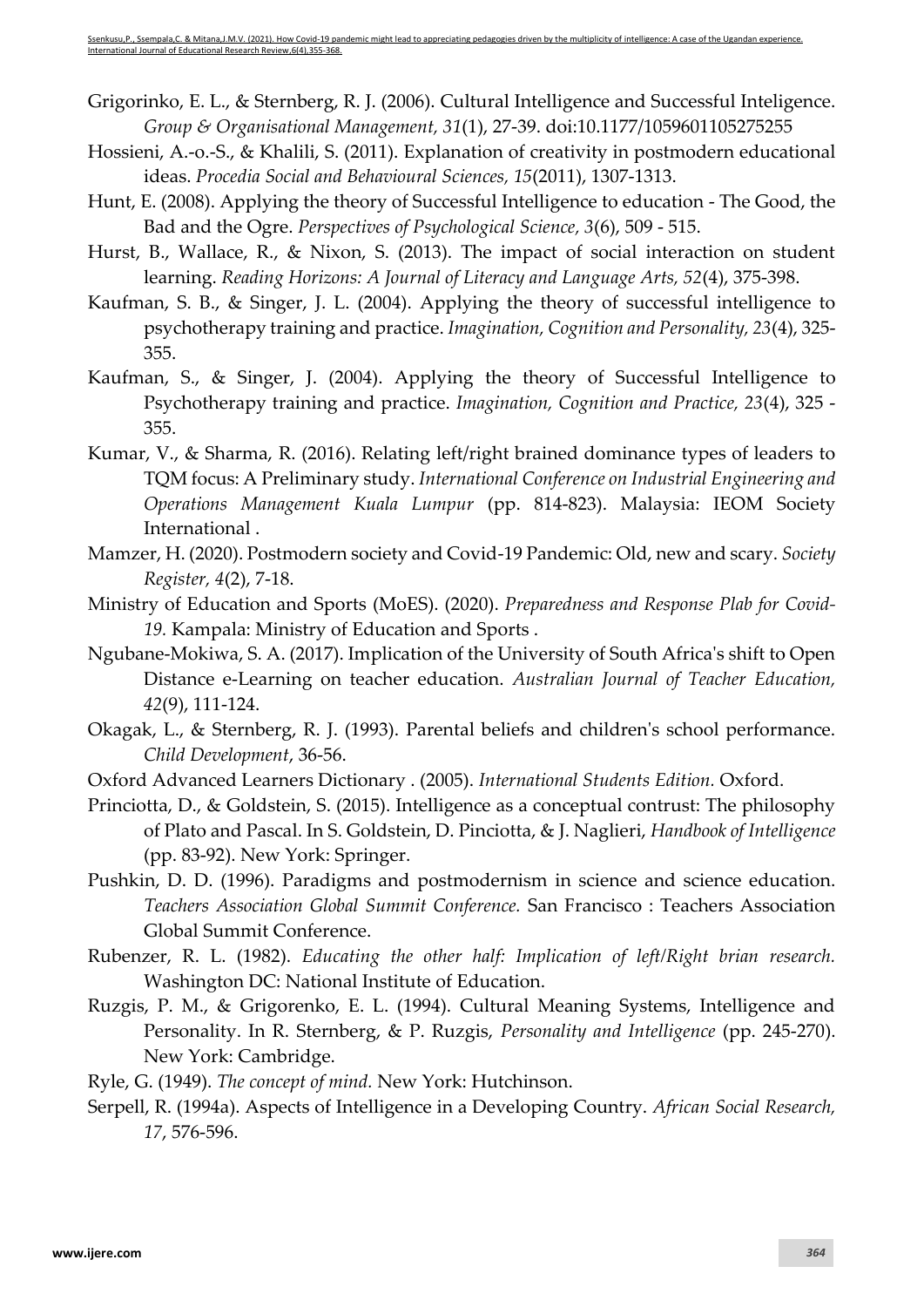Grigorinko, E. L., & Sternberg, R. J. (2006). Cultural Intelligence and Successful Inteligence. *Group & Organisational Management, 31*(1), 27-39. doi:10.1177/1059601105275255

Hossieni, A.-o.-S., & Khalili, S. (2011). Explanation of creativity in postmodern educational ideas. *Procedia Social and Behavioural Sciences, 15*(2011), 1307-1313.

Hunt, E. (2008). Applying the theory of Successful Intelligence to education - The Good, the Bad and the Ogre. *Perspectives of Psychological Science, 3*(6), 509 - 515.

Hurst, B., Wallace, R., & Nixon, S. (2013). The impact of social interaction on student learning. *Reading Horizons: A Journal of Literacy and Language Arts, 52*(4), 375-398.

Kaufman, S. B., & Singer, J. L. (2004). Applying the theory of successful intelligence to psychotherapy training and practice. *Imagination, Cognition and Personality, 23*(4), 325-355.

Kaufman, S., & Singer, J. (2004). Applying the theory of Successful Intelligence to Psychotherapy training and practice. *Imagination, Cognition and Practice, 23*(4), 325 - 355.

Kumar, V., & Sharma, R. (2016). Relating left/right brained dominance types of leaders to TQM focus: A Preliminary study. *International Conference on Industrial Engineering and Operations Management Kuala Lumpur* (pp. 814-823). Malaysia: IEOM Society International .

Mamzer, H. (2020). Postmodern society and Covid-19 Pandemic: Old, new and scary. *Society Register, 4*(2), 7-18.

Ministry of Education and Sports (MoES). (2020). *Preparedness and Response Plab for Covid-19.* Kampala: Ministry of Education and Sports .

Ngubane-Mokiwa, S. A. (2017). Implication of the University of South Africa's shift to Open Distance e-Learning on teacher education. *Australian Journal of Teacher Education, 42*(9), 111-124.

Okagak, L., & Sternberg, R. J. (1993). Parental beliefs and children's school performance. *Child Development*, 36-56.

Oxford Advanced Learners Dictionary . (2005). *International Students Edition.* Oxford.

Princiotta, D., & Goldstein, S. (2015). Intelligence as a conceptual contrust: The philosophy of Plato and Pascal. In S. Goldstein, D. Pinciotta, & J. Naglieri, *Handbook of Intelligence* (pp. 83-92). New York: Springer.

Pushkin, D. D. (1996). Paradigms and postmodernism in science and science education. *Teachers Association Global Summit Conference.* San Francisco : Teachers Association Global Summit Conference.

Rubenzer, R. L. (1982). *Educating the other half: Implication of left/Right brian research.* Washington DC: National Institute of Education.

Ruzgis, P. M., & Grigorenko, E. L. (1994). Cultural Meaning Systems, Intelligence and Personality. In R. Sternberg, & P. Ruzgis, *Personality and Intelligence* (pp. 245-270). New York: Cambridge.

Ryle, G. (1949). *The concept of mind.* New York: Hutchinson.

Serpell, R. (1994a). Aspects of Intelligence in a Developing Country. *African Social Research, 17*, 576-596.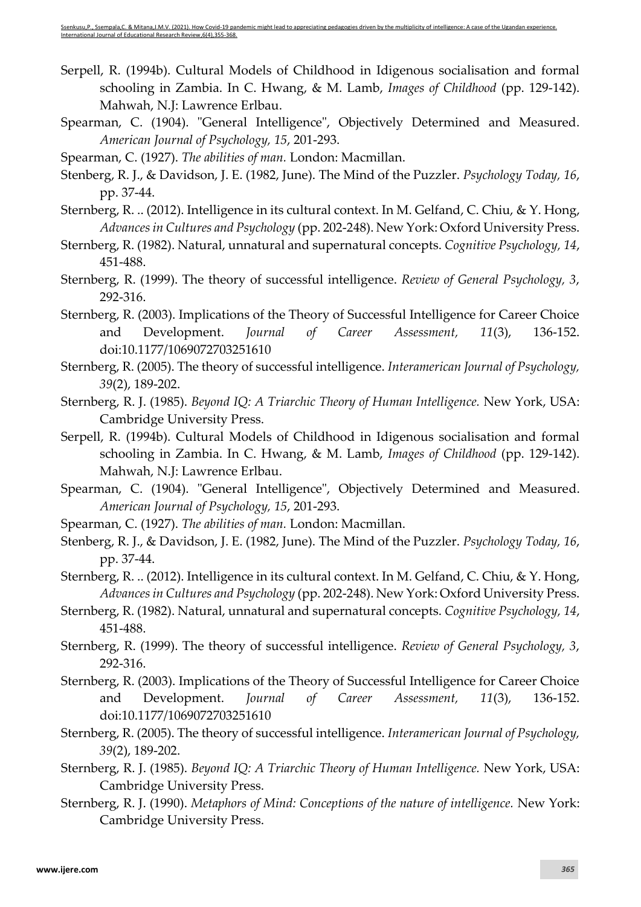Serpell, R. (1994b). Cultural Models of Childhood in Idigenous socialisation and formal schooling in Zambia. In C. Hwang, & M. Lamb, *Images of Childhood* (pp. 129-142). Mahwah, N.J: Lawrence Erlbau.

Spearman, C. (1904). "General Intelligence", Objectively Determined and Measured. *American Journal of Psychology, 15*, 201-293.

Spearman, C. (1927). *The abilities of man.* London: Macmillan.

Stenberg, R. J., & Davidson, J. E. (1982, June). The Mind of the Puzzler. *Psychology Today, 16*, pp. 37-44.

Sternberg, R. .. (2012). Intelligence in its cultural context. In M. Gelfand, C. Chiu, & Y. Hong, *Advances in Cultures and Psychology* (pp. 202-248). New York: Oxford University Press.

Sternberg, R. (1982). Natural, unnatural and supernatural concepts. *Cognitive Psychology, 14*, 451-488.

Sternberg, R. (1999). The theory of successful intelligence. *Review of General Psychology, 3*, 292-316.

Sternberg, R. (2003). Implications of the Theory of Successful Intelligence for Career Choice and Development. *Journal of Career Assessment, 11*(3), 136-152. doi:10.1177/1069072703251610

Sternberg, R. (2005). The theory of successful intelligence. *Interamerican Journal of Psychology, 39*(2), 189-202.

Sternberg, R. J. (1985). *Beyond IQ: A Triarchic Theory of Human Intelligence.* New York, USA: Cambridge University Press.

Serpell, R. (1994b). Cultural Models of Childhood in Idigenous socialisation and formal schooling in Zambia. In C. Hwang, & M. Lamb, *Images of Childhood* (pp. 129-142). Mahwah, N.J: Lawrence Erlbau.

Spearman, C. (1904). "General Intelligence", Objectively Determined and Measured. *American Journal of Psychology, 15*, 201-293.

Spearman, C. (1927). *The abilities of man.* London: Macmillan.

Stenberg, R. J., & Davidson, J. E. (1982, June). The Mind of the Puzzler. *Psychology Today, 16*, pp. 37-44.

Sternberg, R. .. (2012). Intelligence in its cultural context. In M. Gelfand, C. Chiu, & Y. Hong, *Advances in Cultures and Psychology* (pp. 202-248). New York: Oxford University Press.

Sternberg, R. (1982). Natural, unnatural and supernatural concepts. *Cognitive Psychology, 14*, 451-488.

Sternberg, R. (1999). The theory of successful intelligence. *Review of General Psychology, 3*, 292-316.

Sternberg, R. (2003). Implications of the Theory of Successful Intelligence for Career Choice and Development. *Journal of Career Assessment, 11*(3), 136-152. doi:10.1177/1069072703251610

Sternberg, R. (2005). The theory of successful intelligence. *Interamerican Journal of Psychology, 39*(2), 189-202.

Sternberg, R. J. (1985). *Beyond IQ: A Triarchic Theory of Human Intelligence.* New York, USA: Cambridge University Press.

Sternberg, R. J. (1990). *Metaphors of Mind: Conceptions of the nature of intelligence.* New York: Cambridge University Press.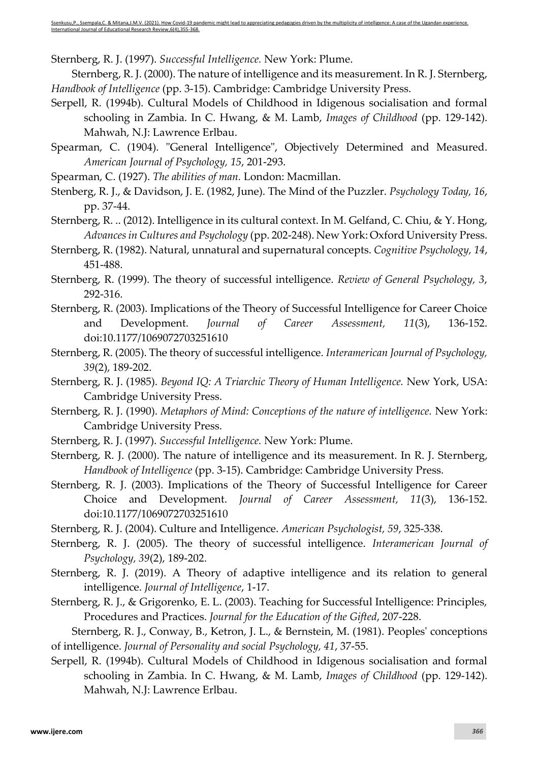Sternberg, R. J. (1997). *Successful Intelligence.* New York: Plume.

Sternberg, R. J. (2000). The nature of intelligence and its measurement. In R. J. Sternberg, *Handbook of Intelligence* (pp. 3-15). Cambridge: Cambridge University Press.

Serpell, R. (1994b). Cultural Models of Childhood in Idigenous socialisation and formal schooling in Zambia. In C. Hwang, & M. Lamb, *Images of Childhood* (pp. 129-142). Mahwah, N.J: Lawrence Erlbau.

Spearman, C. (1904). "General Intelligence", Objectively Determined and Measured. *American Journal of Psychology, 15*, 201-293.

Spearman, C. (1927). *The abilities of man.* London: Macmillan.

Stenberg, R. J., & Davidson, J. E. (1982, June). The Mind of the Puzzler. *Psychology Today, 16*, pp. 37-44.

Sternberg, R. .. (2012). Intelligence in its cultural context. In M. Gelfand, C. Chiu, & Y. Hong, *Advances in Cultures and Psychology* (pp. 202-248). New York: Oxford University Press.

Sternberg, R. (1982). Natural, unnatural and supernatural concepts. *Cognitive Psychology, 14*, 451-488.

Sternberg, R. (1999). The theory of successful intelligence. *Review of General Psychology, 3*, 292-316.

Sternberg, R. (2003). Implications of the Theory of Successful Intelligence for Career Choice and Development. *Journal of Career Assessment, 11*(3), 136-152. doi:10.1177/1069072703251610

Sternberg, R. (2005). The theory of successful intelligence. *Interamerican Journal of Psychology, 39*(2), 189-202.

Sternberg, R. J. (1985). *Beyond IQ: A Triarchic Theory of Human Intelligence.* New York, USA: Cambridge University Press.

Sternberg, R. J. (1990). *Metaphors of Mind: Conceptions of the nature of intelligence.* New York: Cambridge University Press.

Sternberg, R. J. (1997). *Successful Intelligence.* New York: Plume.

Sternberg, R. J. (2000). The nature of intelligence and its measurement. In R. J. Sternberg, *Handbook of Intelligence* (pp. 3-15). Cambridge: Cambridge University Press.

Sternberg, R. J. (2003). Implications of the Theory of Successful Intelligence for Career Choice and Development. *Journal of Career Assessment, 11*(3), 136-152. doi:10.1177/1069072703251610

Sternberg, R. J. (2004). Culture and Intelligence. *American Psychologist, 59*, 325-338.

Sternberg, R. J. (2005). The theory of successful intelligence. *Interamerican Journal of Psychology, 39*(2), 189-202.

Sternberg, R. J. (2019). A Theory of adaptive intelligence and its relation to general intelligence. *Journal of Intelligence*, 1-17.

Sternberg, R. J., & Grigorenko, E. L. (2003). Teaching for Successful Intelligence: Principles, Procedures and Practices. *Journal for the Education of the Gifted*, 207-228.

Sternberg, R. J., Conway, B., Ketron, J. L., & Bernstein, M. (1981). Peoples' conceptions of intelligence. *Journal of Personality and social Psychology, 41*, 37-55.

Serpell, R. (1994b). Cultural Models of Childhood in Idigenous socialisation and formal schooling in Zambia. In C. Hwang, & M. Lamb, *Images of Childhood* (pp. 129-142). Mahwah, N.J: Lawrence Erlbau.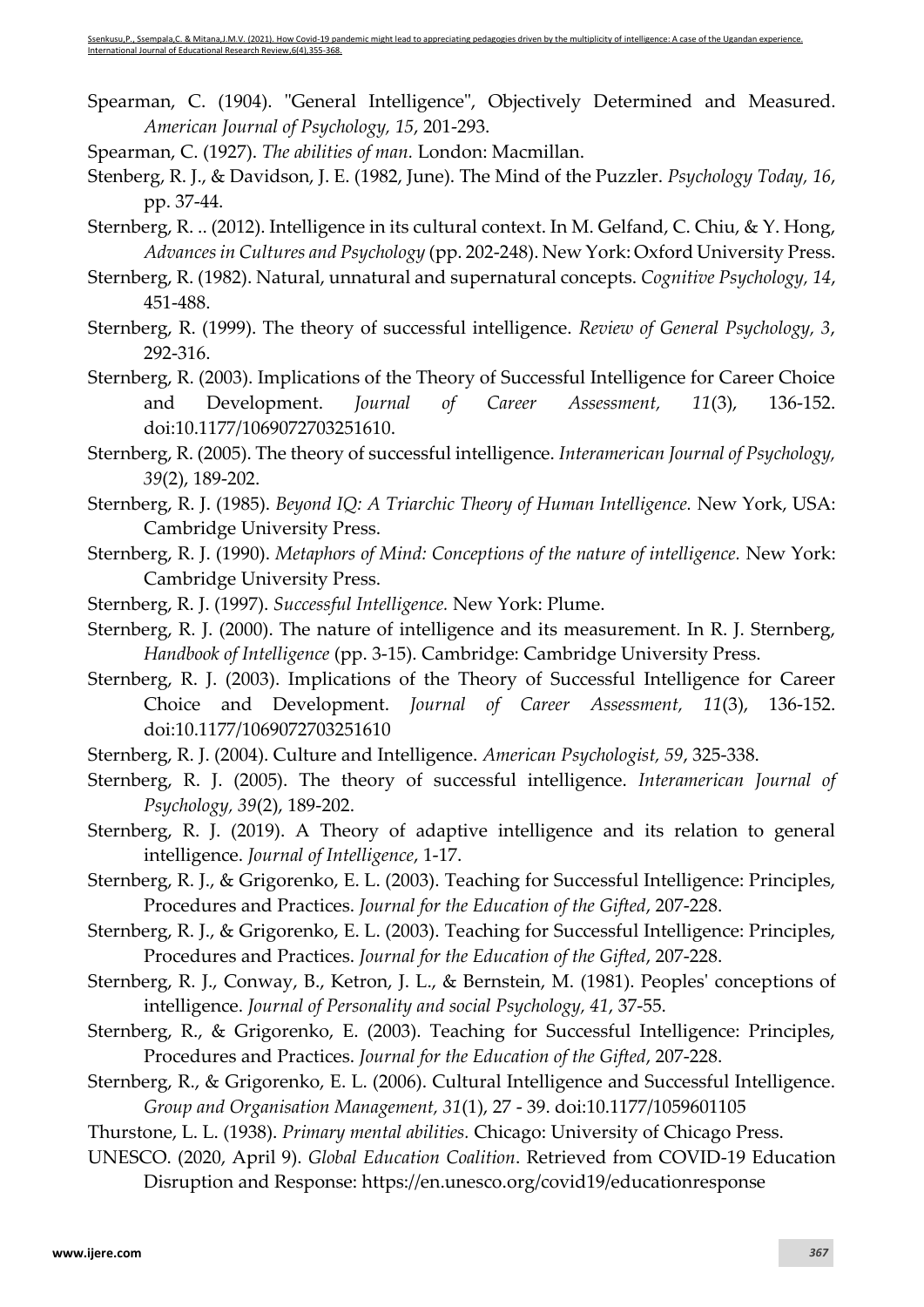Spearman, C. (1904). "General Intelligence", Objectively Determined and Measured. *American Journal of Psychology, 15*, 201-293.

Spearman, C. (1927). *The abilities of man.* London: Macmillan.

Stenberg, R. J., & Davidson, J. E. (1982, June). The Mind of the Puzzler. *Psychology Today, 16*, pp. 37-44.

Sternberg, R. .. (2012). Intelligence in its cultural context. In M. Gelfand, C. Chiu, & Y. Hong, *Advances in Cultures and Psychology* (pp. 202-248). New York: Oxford University Press.

Sternberg, R. (1982). Natural, unnatural and supernatural concepts. *Cognitive Psychology, 14*, 451-488.

Sternberg, R. (1999). The theory of successful intelligence. *Review of General Psychology, 3*, 292-316.

Sternberg, R. (2003). Implications of the Theory of Successful Intelligence for Career Choice and Development. *Journal of Career Assessment, 11*(3), 136-152. doi:10.1177/1069072703251610.

Sternberg, R. (2005). The theory of successful intelligence. *Interamerican Journal of Psychology, 39*(2), 189-202.

Sternberg, R. J. (1985). *Beyond IQ: A Triarchic Theory of Human Intelligence.* New York, USA: Cambridge University Press.

Sternberg, R. J. (1990). *Metaphors of Mind: Conceptions of the nature of intelligence.* New York: Cambridge University Press.

Sternberg, R. J. (1997). *Successful Intelligence.* New York: Plume.

Sternberg, R. J. (2000). The nature of intelligence and its measurement. In R. J. Sternberg, *Handbook of Intelligence* (pp. 3-15). Cambridge: Cambridge University Press.

Sternberg, R. J. (2003). Implications of the Theory of Successful Intelligence for Career Choice and Development. *Journal of Career Assessment, 11*(3), 136-152. doi:10.1177/1069072703251610

Sternberg, R. J. (2004). Culture and Intelligence. *American Psychologist, 59*, 325-338.

Sternberg, R. J. (2005). The theory of successful intelligence. *Interamerican Journal of Psychology, 39*(2), 189-202.

Sternberg, R. J. (2019). A Theory of adaptive intelligence and its relation to general intelligence. *Journal of Intelligence*, 1-17.

Sternberg, R. J., & Grigorenko, E. L. (2003). Teaching for Successful Intelligence: Principles, Procedures and Practices. *Journal for the Education of the Gifted*, 207-228.

Sternberg, R. J., & Grigorenko, E. L. (2003). Teaching for Successful Intelligence: Principles, Procedures and Practices. *Journal for the Education of the Gifted*, 207-228.

Sternberg, R. J., Conway, B., Ketron, J. L., & Bernstein, M. (1981). Peoples' conceptions of intelligence. *Journal of Personality and social Psychology, 41*, 37-55.

Sternberg, R., & Grigorenko, E. (2003). Teaching for Successful Intelligence: Principles, Procedures and Practices. *Journal for the Education of the Gifted*, 207-228.

Sternberg, R., & Grigorenko, E. L. (2006). Cultural Intelligence and Successful Intelligence. *Group and Organisation Management, 31*(1), 27 - 39. doi:10.1177/1059601105

Thurstone, L. L. (1938). *Primary mental abilities.* Chicago: University of Chicago Press.

UNESCO. (2020, April 9). *Global Education Coalition*. Retrieved from COVID-19 Education Disruption and Response: https://en.unesco.org/covid19/educationresponse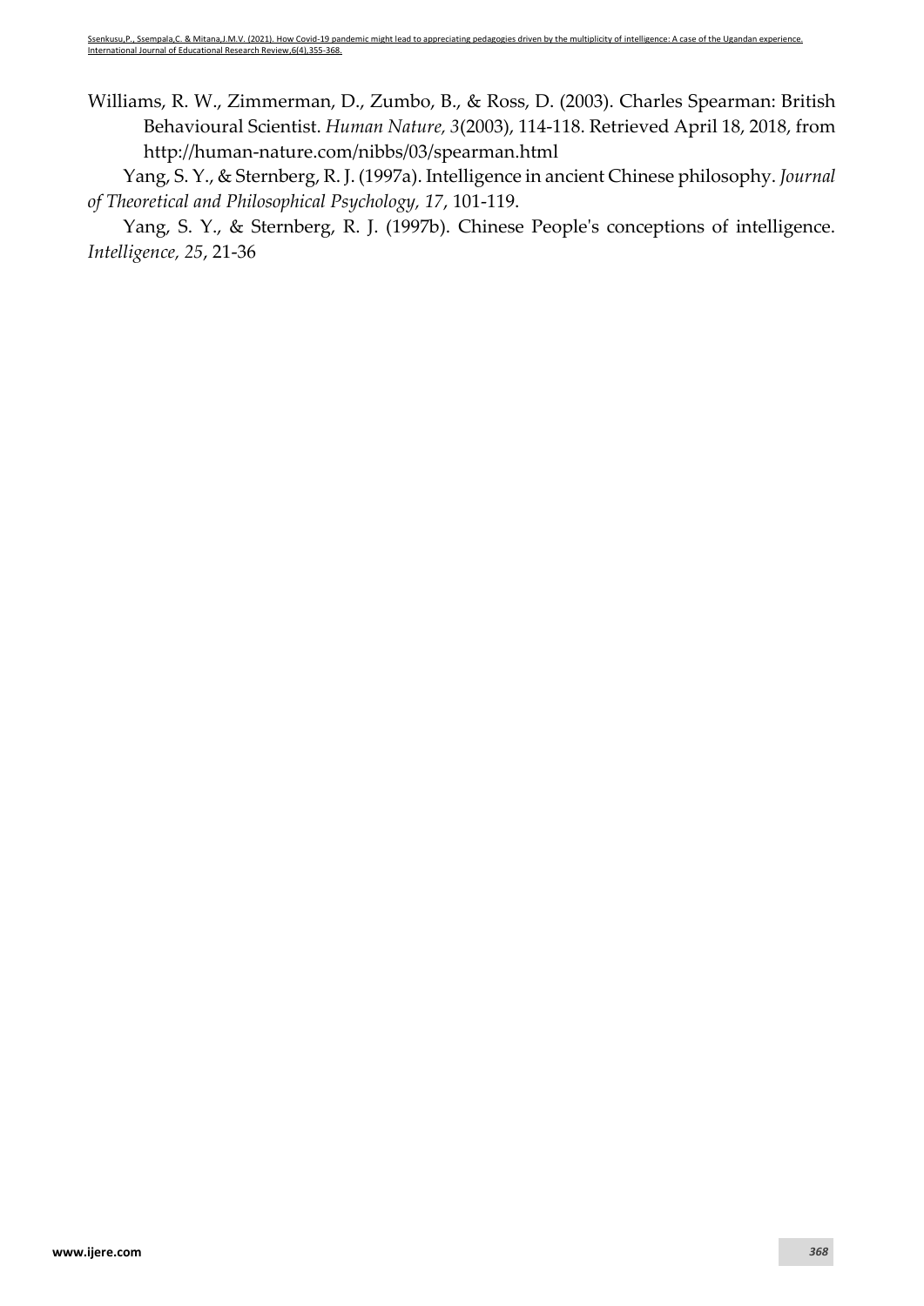Williams, R. W., Zimmerman, D., Zumbo, B., & Ross, D. (2003). Charles Spearman: British Behavioural Scientist. *Human Nature, 3*(2003), 114-118. Retrieved April 18, 2018, from http://human-nature.com/nibbs/03/spearman.html

Yang, S. Y., & Sternberg, R. J. (1997a). Intelligence in ancient Chinese philosophy. *Journal of Theoretical and Philosophical Psychology, 17*, 101-119.

Yang, S. Y., & Sternberg, R. J. (1997b). Chinese People's conceptions of intelligence. *Intelligence, 25*, 21-36